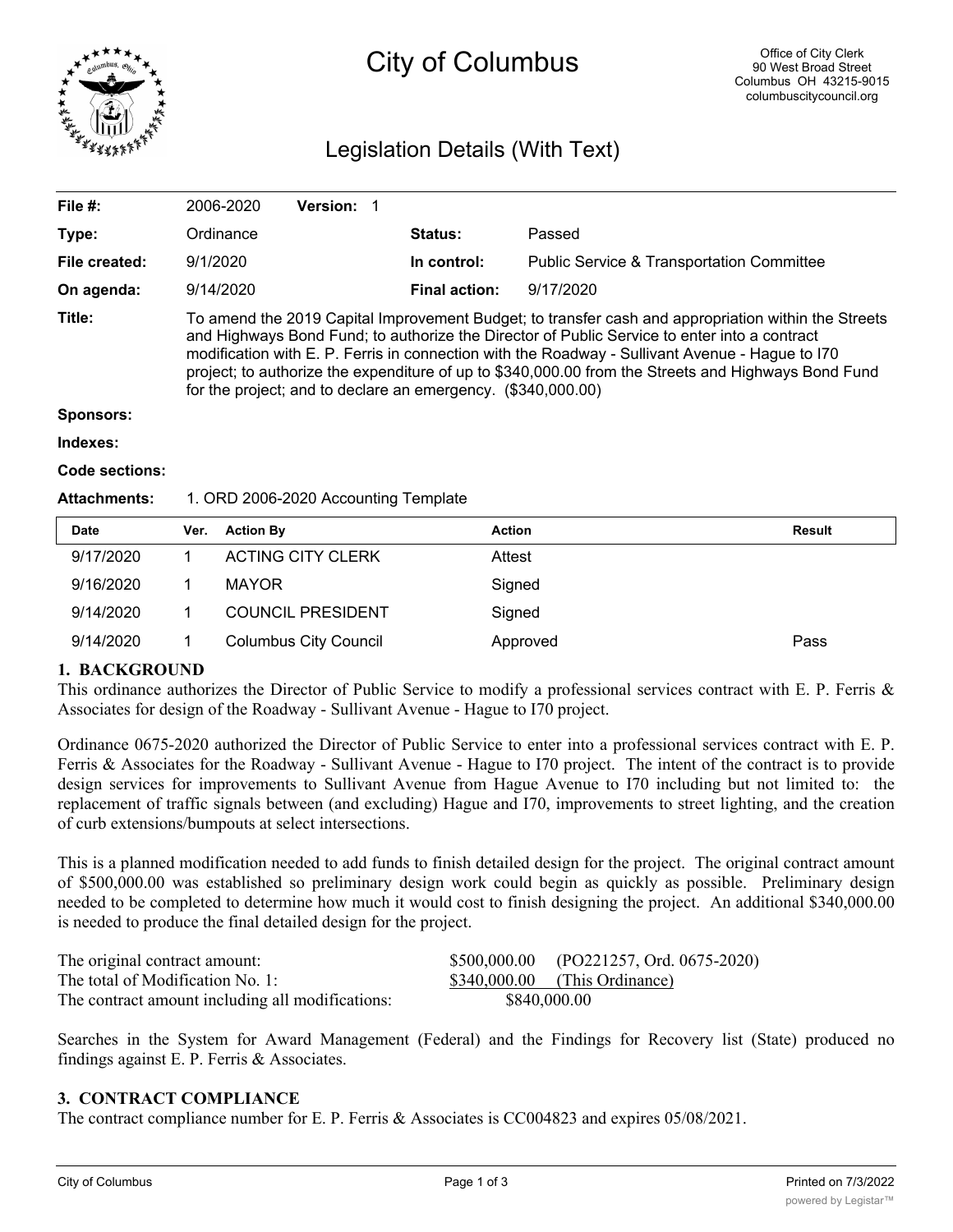# City of Columbus

Office of City Clerk
90 West Broad Street
Columbus OH 43215-9015
columbuscitycouncil.org

## Legislation Details (With Text)

| | | | |
|---|---|---|---|
| **File #:** | 2006-2020 **Version:** 1 | | |
| **Type:** | Ordinance | **Status:** | Passed |
| **File created:** | 9/1/2020 | **In control:** | Public Service & Transportation Committee |
| **On agenda:** | 9/14/2020 | **Final action:** | 9/17/2020 |

**Title:** To amend the 2019 Capital Improvement Budget; to transfer cash and appropriation within the Streets and Highways Bond Fund; to authorize the Director of Public Service to enter into a contract modification with E. P. Ferris in connection with the Roadway - Sullivant Avenue - Hague to I70 project; to authorize the expenditure of up to $340,000.00 from the Streets and Highways Bond Fund for the project; and to declare an emergency. ($340,000.00)

**Sponsors:**

**Indexes:**

**Code sections:**

**Attachments:** 1. ORD 2006-2020 Accounting Template

| Date | Ver. | Action By | Action | Result |
|---|---|---|---|---|
| 9/17/2020 | 1 | ACTING CITY CLERK | Attest | |
| 9/16/2020 | 1 | MAYOR | Signed | |
| 9/14/2020 | 1 | COUNCIL PRESIDENT | Signed | |
| 9/14/2020 | 1 | Columbus City Council | Approved | Pass |

### 1. BACKGROUND

This ordinance authorizes the Director of Public Service to modify a professional services contract with E. P. Ferris & Associates for design of the Roadway - Sullivant Avenue - Hague to I70 project.

Ordinance 0675-2020 authorized the Director of Public Service to enter into a professional services contract with E. P. Ferris & Associates for the Roadway - Sullivant Avenue - Hague to I70 project. The intent of the contract is to provide design services for improvements to Sullivant Avenue from Hague Avenue to I70 including but not limited to: the replacement of traffic signals between (and excluding) Hague and I70, improvements to street lighting, and the creation of curb extensions/bumpouts at select intersections.

This is a planned modification needed to add funds to finish detailed design for the project. The original contract amount of $500,000.00 was established so preliminary design work could begin as quickly as possible. Preliminary design needed to be completed to determine how much it would cost to finish designing the project. An additional $340,000.00 is needed to produce the final detailed design for the project.

| | | |
|---|---|---|
| The original contract amount: | $500,000.00 | (PO221257, Ord. 0675-2020) |
| The total of Modification No. 1: | $340,000.00 | (This Ordinance) |
| The contract amount including all modifications: | $840,000.00 | |

Searches in the System for Award Management (Federal) and the Findings for Recovery list (State) produced no findings against E. P. Ferris & Associates.

### 3. CONTRACT COMPLIANCE

The contract compliance number for E. P. Ferris & Associates is CC004823 and expires 05/08/2021.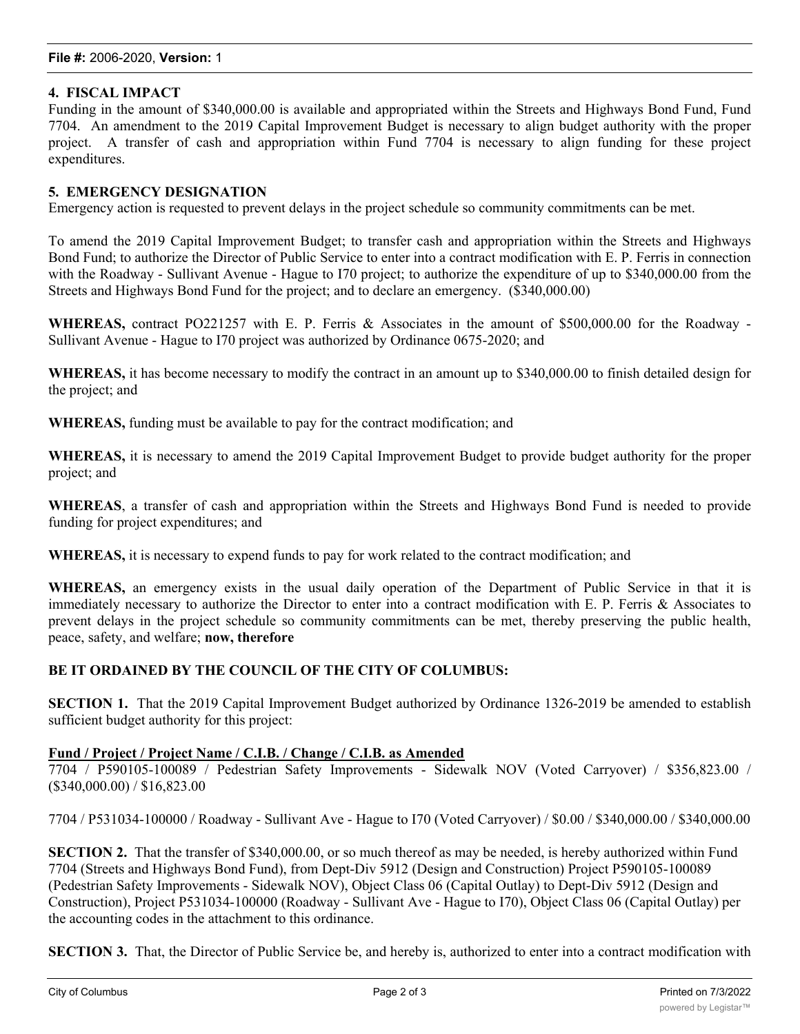**4. FISCAL IMPACT**

Funding in the amount of $340,000.00 is available and appropriated within the Streets and Highways Bond Fund, Fund 7704. An amendment to the 2019 Capital Improvement Budget is necessary to align budget authority with the proper project. A transfer of cash and appropriation within Fund 7704 is necessary to align funding for these project expenditures.

**5. EMERGENCY DESIGNATION**

Emergency action is requested to prevent delays in the project schedule so community commitments can be met.

To amend the 2019 Capital Improvement Budget; to transfer cash and appropriation within the Streets and Highways Bond Fund; to authorize the Director of Public Service to enter into a contract modification with E. P. Ferris in connection with the Roadway - Sullivant Avenue - Hague to I70 project; to authorize the expenditure of up to $340,000.00 from the Streets and Highways Bond Fund for the project; and to declare an emergency. ($340,000.00)

**WHEREAS,** contract PO221257 with E. P. Ferris & Associates in the amount of $500,000.00 for the Roadway - Sullivant Avenue - Hague to I70 project was authorized by Ordinance 0675-2020; and

**WHEREAS,** it has become necessary to modify the contract in an amount up to $340,000.00 to finish detailed design for the project; and

**WHEREAS,** funding must be available to pay for the contract modification; and

**WHEREAS,** it is necessary to amend the 2019 Capital Improvement Budget to provide budget authority for the proper project; and

**WHEREAS**, a transfer of cash and appropriation within the Streets and Highways Bond Fund is needed to provide funding for project expenditures; and

**WHEREAS,** it is necessary to expend funds to pay for work related to the contract modification; and

**WHEREAS,** an emergency exists in the usual daily operation of the Department of Public Service in that it is immediately necessary to authorize the Director to enter into a contract modification with E. P. Ferris & Associates to prevent delays in the project schedule so community commitments can be met, thereby preserving the public health, peace, safety, and welfare; **now, therefore**

**BE IT ORDAINED BY THE COUNCIL OF THE CITY OF COLUMBUS:**

**SECTION 1.** That the 2019 Capital Improvement Budget authorized by Ordinance 1326-2019 be amended to establish sufficient budget authority for this project:

**Fund / Project / Project Name / C.I.B. / Change / C.I.B. as Amended**

7704 / P590105-100089 / Pedestrian Safety Improvements - Sidewalk NOV (Voted Carryover) / $356,823.00 / ($340,000.00) / $16,823.00

7704 / P531034-100000 / Roadway - Sullivant Ave - Hague to I70 (Voted Carryover) / $0.00 / $340,000.00 / $340,000.00

**SECTION 2.** That the transfer of $340,000.00, or so much thereof as may be needed, is hereby authorized within Fund 7704 (Streets and Highways Bond Fund), from Dept-Div 5912 (Design and Construction) Project P590105-100089 (Pedestrian Safety Improvements - Sidewalk NOV), Object Class 06 (Capital Outlay) to Dept-Div 5912 (Design and Construction), Project P531034-100000 (Roadway - Sullivant Ave - Hague to I70), Object Class 06 (Capital Outlay) per the accounting codes in the attachment to this ordinance.

**SECTION 3.** That, the Director of Public Service be, and hereby is, authorized to enter into a contract modification with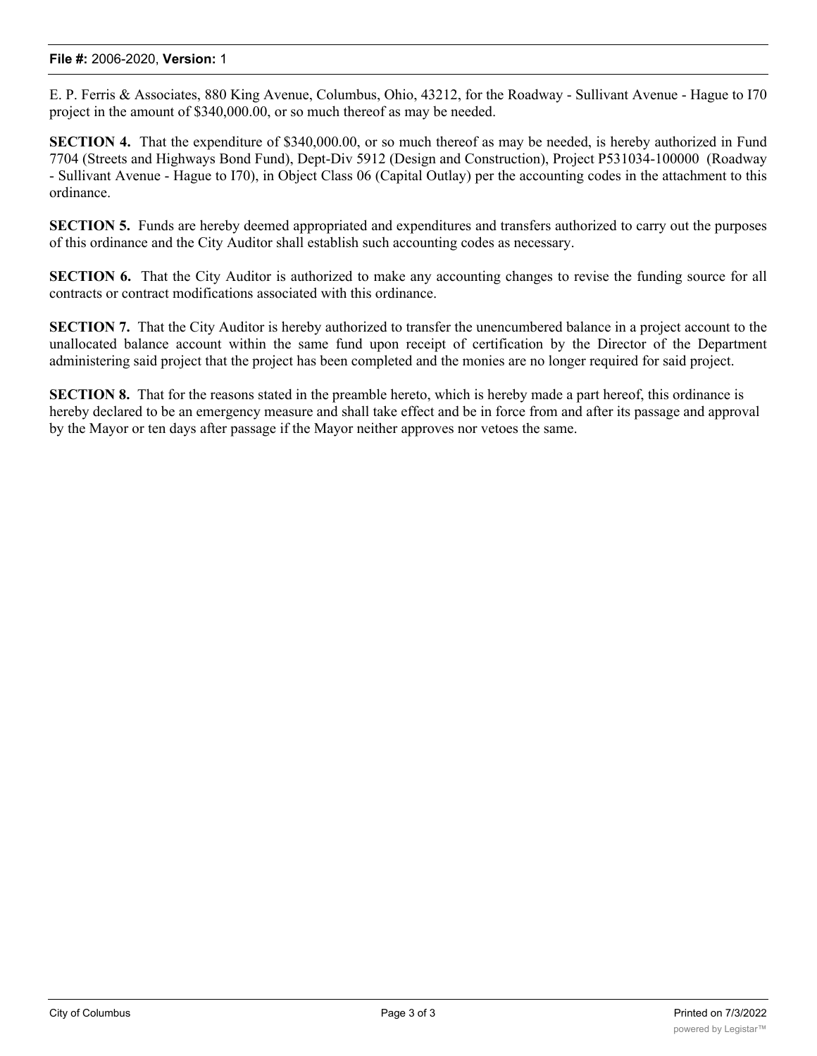E. P. Ferris & Associates, 880 King Avenue, Columbus, Ohio, 43212, for the Roadway - Sullivant Avenue - Hague to I70 project in the amount of $340,000.00, or so much thereof as may be needed.

**SECTION 4.** That the expenditure of $340,000.00, or so much thereof as may be needed, is hereby authorized in Fund 7704 (Streets and Highways Bond Fund), Dept-Div 5912 (Design and Construction), Project P531034-100000 (Roadway - Sullivant Avenue - Hague to I70), in Object Class 06 (Capital Outlay) per the accounting codes in the attachment to this ordinance.

**SECTION 5.** Funds are hereby deemed appropriated and expenditures and transfers authorized to carry out the purposes of this ordinance and the City Auditor shall establish such accounting codes as necessary.

**SECTION 6.** That the City Auditor is authorized to make any accounting changes to revise the funding source for all contracts or contract modifications associated with this ordinance.

**SECTION 7.** That the City Auditor is hereby authorized to transfer the unencumbered balance in a project account to the unallocated balance account within the same fund upon receipt of certification by the Director of the Department administering said project that the project has been completed and the monies are no longer required for said project.

**SECTION 8.** That for the reasons stated in the preamble hereto, which is hereby made a part hereof, this ordinance is hereby declared to be an emergency measure and shall take effect and be in force from and after its passage and approval by the Mayor or ten days after passage if the Mayor neither approves nor vetoes the same.